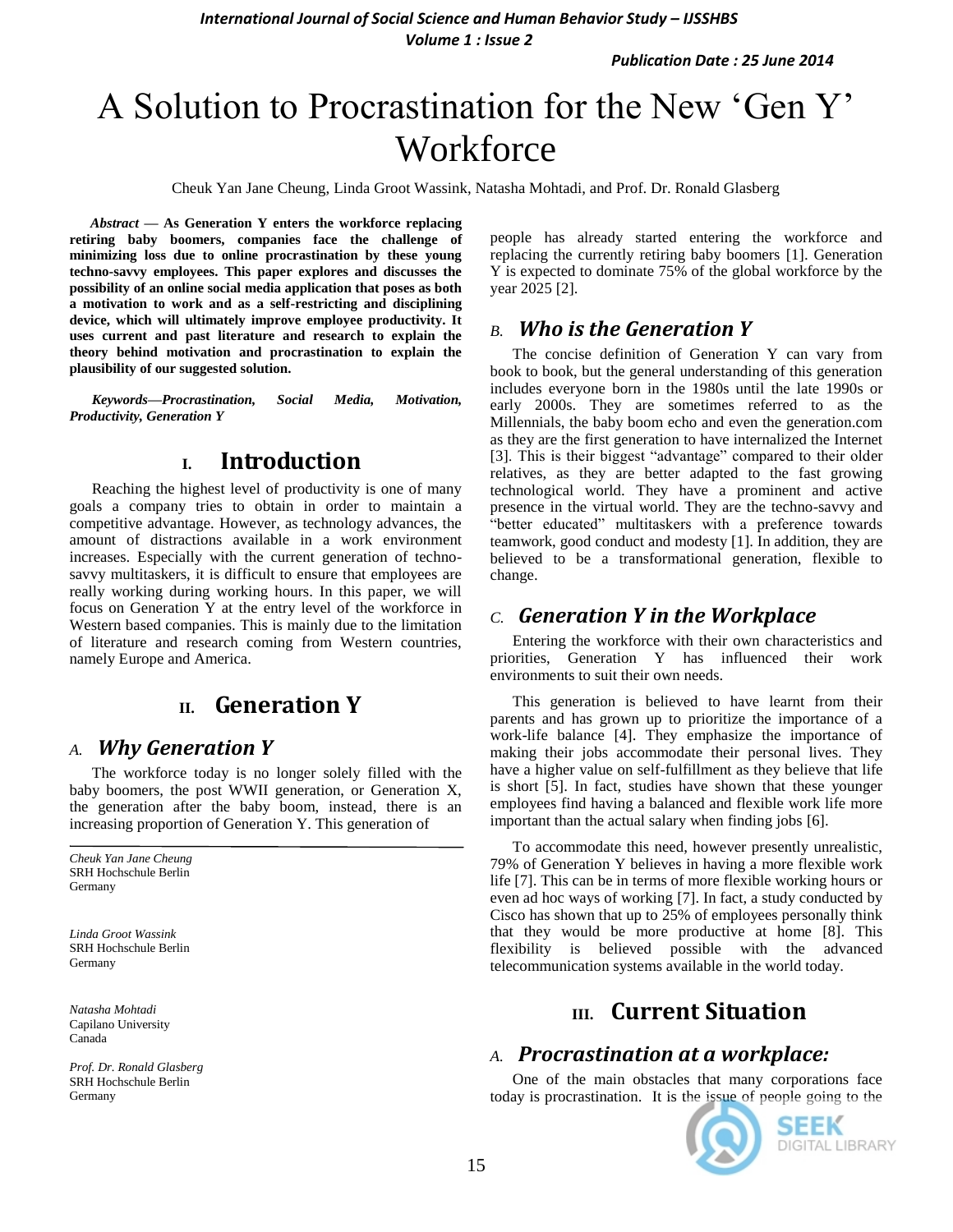# A Solution to Procrastination for the New 'Gen Y' Workforce

Cheuk Yan Jane Cheung, Linda Groot Wassink, Natasha Mohtadi, and Prof. Dr. Ronald Glasberg

*Abstract* — **As Generation Y enters the workforce replacing retiring baby boomers, companies face the challenge of minimizing loss due to online procrastination by these young techno-savvy employees. This paper explores and discusses the possibility of an online social media application that poses as both a motivation to work and as a self-restricting and disciplining device, which will ultimately improve employee productivity. It uses current and past literature and research to explain the theory behind motivation and procrastination to explain the plausibility of our suggested solution.**

***Keywords—Procrastination, Social Media, Motivation, Productivity, Generation Y***

## I. Introduction

Reaching the highest level of productivity is one of many goals a company tries to obtain in order to maintain a competitive advantage. However, as technology advances, the amount of distractions available in a work environment increases. Especially with the current generation of techno-savvy multitaskers, it is difficult to ensure that employees are really working during working hours. In this paper, we will focus on Generation Y at the entry level of the workforce in Western based companies. This is mainly due to the limitation of literature and research coming from Western countries, namely Europe and America.

## II. Generation Y

### A. *Why Generation Y*

The workforce today is no longer solely filled with the baby boomers, the post WWII generation, or Generation X, the generation after the baby boom, instead, there is an increasing proportion of Generation Y. This generation of people has already started entering the workforce and replacing the currently retiring baby boomers [1]. Generation Y is expected to dominate 75% of the global workforce by the year 2025 [2].

### B. *Who is the Generation Y*

The concise definition of Generation Y can vary from book to book, but the general understanding of this generation includes everyone born in the 1980s until the late 1990s or early 2000s. They are sometimes referred to as the Millennials, the baby boom echo and even the generation.com as they are the first generation to have internalized the Internet [3]. This is their biggest "advantage" compared to their older relatives, as they are better adapted to the fast growing technological world. They have a prominent and active presence in the virtual world. They are the techno-savvy and "better educated" multitaskers with a preference towards teamwork, good conduct and modesty [1]. In addition, they are believed to be a transformational generation, flexible to change.

### C. *Generation Y in the Workplace*

Entering the workforce with their own characteristics and priorities, Generation Y has influenced their work environments to suit their own needs.

This generation is believed to have learnt from their parents and has grown up to prioritize the importance of a work-life balance [4]. They emphasize the importance of making their jobs accommodate their personal lives. They have a higher value on self-fulfillment as they believe that life is short [5]. In fact, studies have shown that these younger employees find having a balanced and flexible work life more important than the actual salary when finding jobs [6].

To accommodate this need, however presently unrealistic, 79% of Generation Y believes in having a more flexible work life [7]. This can be in terms of more flexible working hours or even ad hoc ways of working [7]. In fact, a study conducted by Cisco has shown that up to 25% of employees personally think that they would be more productive at home [8]. This flexibility is believed possible with the advanced telecommunication systems available in the world today.

## III. Current Situation

### A. *Procrastination at a workplace:*

One of the main obstacles that many corporations face today is procrastination. It is the issue of people going to the

---

*Cheuk Yan Jane Cheung*
SRH Hochschule Berlin
Germany

*Linda Groot Wassink*
SRH Hochschule Berlin
Germany

*Natasha Mohtadi*
Capilano University
Canada

*Prof. Dr. Ronald Glasberg*
SRH Hochschule Berlin
Germany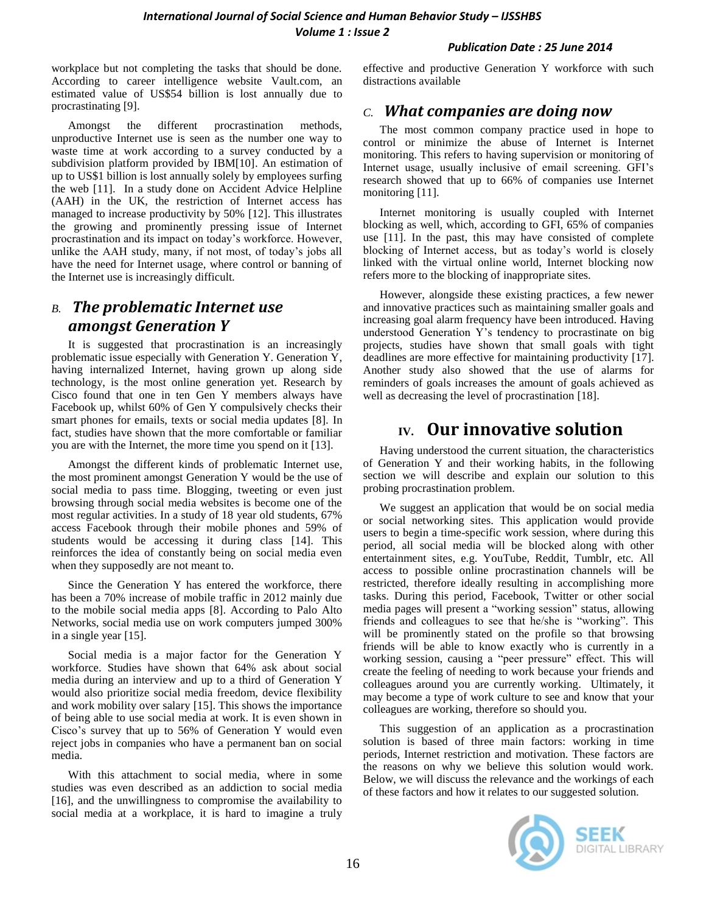workplace but not completing the tasks that should be done. According to career intelligence website Vault.com, an estimated value of US$54 billion is lost annually due to procrastinating [9].

Amongst the different procrastination methods, unproductive Internet use is seen as the number one way to waste time at work according to a survey conducted by a subdivision platform provided by IBM[10]. An estimation of up to US$1 billion is lost annually solely by employees surfing the web [11]. In a study done on Accident Advice Helpline (AAH) in the UK, the restriction of Internet access has managed to increase productivity by 50% [12]. This illustrates the growing and prominently pressing issue of Internet procrastination and its impact on today's workforce. However, unlike the AAH study, many, if not most, of today's jobs all have the need for Internet usage, where control or banning of the Internet use is increasingly difficult.

### *B. The problematic Internet use amongst Generation Y*

It is suggested that procrastination is an increasingly problematic issue especially with Generation Y. Generation Y, having internalized Internet, having grown up along side technology, is the most online generation yet. Research by Cisco found that one in ten Gen Y members always have Facebook up, whilst 60% of Gen Y compulsively checks their smart phones for emails, texts or social media updates [8]. In fact, studies have shown that the more comfortable or familiar you are with the Internet, the more time you spend on it [13].

Amongst the different kinds of problematic Internet use, the most prominent amongst Generation Y would be the use of social media to pass time. Blogging, tweeting or even just browsing through social media websites is become one of the most regular activities. In a study of 18 year old students, 67% access Facebook through their mobile phones and 59% of students would be accessing it during class [14]. This reinforces the idea of constantly being on social media even when they supposedly are not meant to.

Since the Generation Y has entered the workforce, there has been a 70% increase of mobile traffic in 2012 mainly due to the mobile social media apps [8]. According to Palo Alto Networks, social media use on work computers jumped 300% in a single year [15].

Social media is a major factor for the Generation Y workforce. Studies have shown that 64% ask about social media during an interview and up to a third of Generation Y would also prioritize social media freedom, device flexibility and work mobility over salary [15]. This shows the importance of being able to use social media at work. It is even shown in Cisco's survey that up to 56% of Generation Y would even reject jobs in companies who have a permanent ban on social media.

With this attachment to social media, where in some studies was even described as an addiction to social media [16], and the unwillingness to compromise the availability to social media at a workplace, it is hard to imagine a truly effective and productive Generation Y workforce with such distractions available

### *C. What companies are doing now*

The most common company practice used in hope to control or minimize the abuse of Internet is Internet monitoring. This refers to having supervision or monitoring of Internet usage, usually inclusive of email screening. GFI's research showed that up to 66% of companies use Internet monitoring [11].

Internet monitoring is usually coupled with Internet blocking as well, which, according to GFI, 65% of companies use [11]. In the past, this may have consisted of complete blocking of Internet access, but as today's world is closely linked with the virtual online world, Internet blocking now refers more to the blocking of inappropriate sites.

However, alongside these existing practices, a few newer and innovative practices such as maintaining smaller goals and increasing goal alarm frequency have been introduced. Having understood Generation Y's tendency to procrastinate on big projects, studies have shown that small goals with tight deadlines are more effective for maintaining productivity [17]. Another study also showed that the use of alarms for reminders of goals increases the amount of goals achieved as well as decreasing the level of procrastination [18].

## IV. Our innovative solution

Having understood the current situation, the characteristics of Generation Y and their working habits, in the following section we will describe and explain our solution to this probing procrastination problem.

We suggest an application that would be on social media or social networking sites. This application would provide users to begin a time-specific work session, where during this period, all social media will be blocked along with other entertainment sites, e.g. YouTube, Reddit, Tumblr, etc. All access to possible online procrastination channels will be restricted, therefore ideally resulting in accomplishing more tasks. During this period, Facebook, Twitter or other social media pages will present a "working session" status, allowing friends and colleagues to see that he/she is "working". This will be prominently stated on the profile so that browsing friends will be able to know exactly who is currently in a working session, causing a "peer pressure" effect. This will create the feeling of needing to work because your friends and colleagues around you are currently working. Ultimately, it may become a type of work culture to see and know that your colleagues are working, therefore so should you.

This suggestion of an application as a procrastination solution is based of three main factors: working in time periods, Internet restriction and motivation. These factors are the reasons on why we believe this solution would work. Below, we will discuss the relevance and the workings of each of these factors and how it relates to our suggested solution.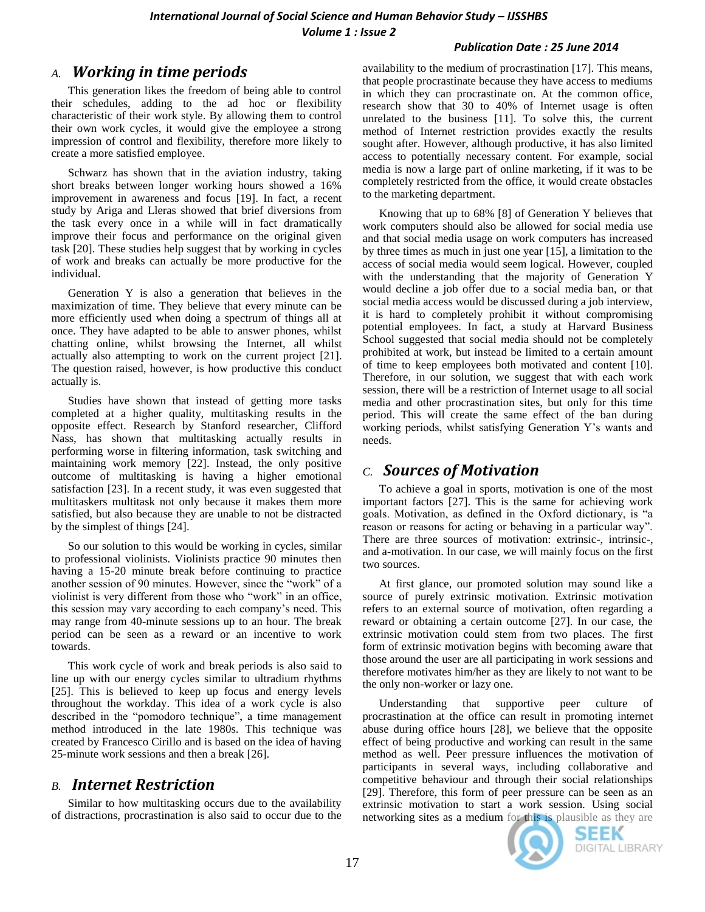### *A. Working in time periods*

This generation likes the freedom of being able to control their schedules, adding to the ad hoc or flexibility characteristic of their work style. By allowing them to control their own work cycles, it would give the employee a strong impression of control and flexibility, therefore more likely to create a more satisfied employee.

Schwarz has shown that in the aviation industry, taking short breaks between longer working hours showed a 16% improvement in awareness and focus [19]. In fact, a recent study by Ariga and Lleras showed that brief diversions from the task every once in a while will in fact dramatically improve their focus and performance on the original given task [20]. These studies help suggest that by working in cycles of work and breaks can actually be more productive for the individual.

Generation Y is also a generation that believes in the maximization of time. They believe that every minute can be more efficiently used when doing a spectrum of things all at once. They have adapted to be able to answer phones, whilst chatting online, whilst browsing the Internet, all whilst actually also attempting to work on the current project [21]. The question raised, however, is how productive this conduct actually is.

Studies have shown that instead of getting more tasks completed at a higher quality, multitasking results in the opposite effect. Research by Stanford researcher, Clifford Nass, has shown that multitasking actually results in performing worse in filtering information, task switching and maintaining work memory [22]. Instead, the only positive outcome of multitasking is having a higher emotional satisfaction [23]. In a recent study, it was even suggested that multitaskers multitask not only because it makes them more satisfied, but also because they are unable to not be distracted by the simplest of things [24].

So our solution to this would be working in cycles, similar to professional violinists. Violinists practice 90 minutes then having a 15-20 minute break before continuing to practice another session of 90 minutes. However, since the "work" of a violinist is very different from those who "work" in an office, this session may vary according to each company's need. This may range from 40-minute sessions up to an hour. The break period can be seen as a reward or an incentive to work towards.

This work cycle of work and break periods is also said to line up with our energy cycles similar to ultradium rhythms [25]. This is believed to keep up focus and energy levels throughout the workday. This idea of a work cycle is also described in the "pomodoro technique", a time management method introduced in the late 1980s. This technique was created by Francesco Cirillo and is based on the idea of having 25-minute work sessions and then a break [26].

### *B. Internet Restriction*

Similar to how multitasking occurs due to the availability of distractions, procrastination is also said to occur due to the availability to the medium of procrastination [17]. This means, that people procrastinate because they have access to mediums in which they can procrastinate on. At the common office, research show that 30 to 40% of Internet usage is often unrelated to the business [11]. To solve this, the current method of Internet restriction provides exactly the results sought after. However, although productive, it has also limited access to potentially necessary content. For example, social media is now a large part of online marketing, if it was to be completely restricted from the office, it would create obstacles to the marketing department.

Knowing that up to 68% [8] of Generation Y believes that work computers should also be allowed for social media use and that social media usage on work computers has increased by three times as much in just one year [15], a limitation to the access of social media would seem logical. However, coupled with the understanding that the majority of Generation Y would decline a job offer due to a social media ban, or that social media access would be discussed during a job interview, it is hard to completely prohibit it without compromising potential employees. In fact, a study at Harvard Business School suggested that social media should not be completely prohibited at work, but instead be limited to a certain amount of time to keep employees both motivated and content [10]. Therefore, in our solution, we suggest that with each work session, there will be a restriction of Internet usage to all social media and other procrastination sites, but only for this time period. This will create the same effect of the ban during working periods, whilst satisfying Generation Y's wants and needs.

### *C. Sources of Motivation*

To achieve a goal in sports, motivation is one of the most important factors [27]. This is the same for achieving work goals. Motivation, as defined in the Oxford dictionary, is "a reason or reasons for acting or behaving in a particular way". There are three sources of motivation: extrinsic-, intrinsic-, and a-motivation. In our case, we will mainly focus on the first two sources.

At first glance, our promoted solution may sound like a source of purely extrinsic motivation. Extrinsic motivation refers to an external source of motivation, often regarding a reward or obtaining a certain outcome [27]. In our case, the extrinsic motivation could stem from two places. The first form of extrinsic motivation begins with becoming aware that those around the user are all participating in work sessions and therefore motivates him/her as they are likely to not want to be the only non-worker or lazy one.

Understanding that supportive peer culture of procrastination at the office can result in promoting internet abuse during office hours [28], we believe that the opposite effect of being productive and working can result in the same method as well. Peer pressure influences the motivation of participants in several ways, including collaborative and competitive behaviour and through their social relationships [29]. Therefore, this form of peer pressure can be seen as an extrinsic motivation to start a work session. Using social networking sites as a medium for this is plausible as they are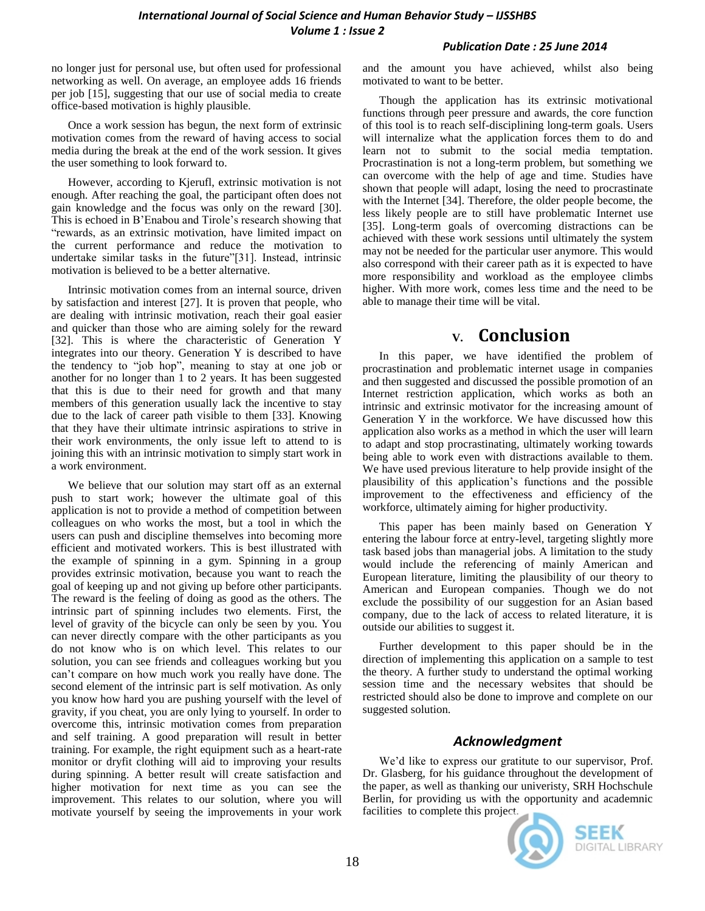no longer just for personal use, but often used for professional networking as well. On average, an employee adds 16 friends per job [15], suggesting that our use of social media to create office-based motivation is highly plausible.

Once a work session has begun, the next form of extrinsic motivation comes from the reward of having access to social media during the break at the end of the work session. It gives the user something to look forward to.

However, according to Kjerufl, extrinsic motivation is not enough. After reaching the goal, the participant often does not gain knowledge and the focus was only on the reward [30]. This is echoed in B'Enabou and Tirole's research showing that "rewards, as an extrinsic motivation, have limited impact on the current performance and reduce the motivation to undertake similar tasks in the future"[31]. Instead, intrinsic motivation is believed to be a better alternative.

Intrinsic motivation comes from an internal source, driven by satisfaction and interest [27]. It is proven that people, who are dealing with intrinsic motivation, reach their goal easier and quicker than those who are aiming solely for the reward [32]. This is where the characteristic of Generation Y integrates into our theory. Generation Y is described to have the tendency to "job hop", meaning to stay at one job or another for no longer than 1 to 2 years. It has been suggested that this is due to their need for growth and that many members of this generation usually lack the incentive to stay due to the lack of career path visible to them [33]. Knowing that they have their ultimate intrinsic aspirations to strive in their work environments, the only issue left to attend to is joining this with an intrinsic motivation to simply start work in a work environment.

We believe that our solution may start off as an external push to start work; however the ultimate goal of this application is not to provide a method of competition between colleagues on who works the most, but a tool in which the users can push and discipline themselves into becoming more efficient and motivated workers. This is best illustrated with the example of spinning in a gym. Spinning in a group provides extrinsic motivation, because you want to reach the goal of keeping up and not giving up before other participants. The reward is the feeling of doing as good as the others. The intrinsic part of spinning includes two elements. First, the level of gravity of the bicycle can only be seen by you. You can never directly compare with the other participants as you do not know who is on which level. This relates to our solution, you can see friends and colleagues working but you can't compare on how much work you really have done. The second element of the intrinsic part is self motivation. As only you know how hard you are pushing yourself with the level of gravity, if you cheat, you are only lying to yourself. In order to overcome this, intrinsic motivation comes from preparation and self training. A good preparation will result in better training. For example, the right equipment such as a heart-rate monitor or dryfit clothing will aid to improving your results during spinning. A better result will create satisfaction and higher motivation for next time as you can see the improvement. This relates to our solution, where you will motivate yourself by seeing the improvements in your work and the amount you have achieved, whilst also being motivated to want to be better.

Though the application has its extrinsic motivational functions through peer pressure and awards, the core function of this tool is to reach self-disciplining long-term goals. Users will internalize what the application forces them to do and learn not to submit to the social media temptation. Procrastination is not a long-term problem, but something we can overcome with the help of age and time. Studies have shown that people will adapt, losing the need to procrastinate with the Internet [34]. Therefore, the older people become, the less likely people are to still have problematic Internet use [35]. Long-term goals of overcoming distractions can be achieved with these work sessions until ultimately the system may not be needed for the particular user anymore. This would also correspond with their career path as it is expected to have more responsibility and workload as the employee climbs higher. With more work, comes less time and the need to be able to manage their time will be vital.

# V. Conclusion

In this paper, we have identified the problem of procrastination and problematic internet usage in companies and then suggested and discussed the possible promotion of an Internet restriction application, which works as both an intrinsic and extrinsic motivator for the increasing amount of Generation Y in the workforce. We have discussed how this application also works as a method in which the user will learn to adapt and stop procrastinating, ultimately working towards being able to work even with distractions available to them. We have used previous literature to help provide insight of the plausibility of this application's functions and the possible improvement to the effectiveness and efficiency of the workforce, ultimately aiming for higher productivity.

This paper has been mainly based on Generation Y entering the labour force at entry-level, targeting slightly more task based jobs than managerial jobs. A limitation to the study would include the referencing of mainly American and European literature, limiting the plausibility of our theory to American and European companies. Though we do not exclude the possibility of our suggestion for an Asian based company, due to the lack of access to related literature, it is outside our abilities to suggest it.

Further development to this paper should be in the direction of implementing this application on a sample to test the theory. A further study to understand the optimal working session time and the necessary websites that should be restricted should also be done to improve and complete on our suggested solution.

## *Acknowledgment*

We'd like to express our gratitute to our supervisor, Prof. Dr. Glasberg, for his guidance throughout the development of the paper, as well as thanking our univeristy, SRH Hochschule Berlin, for providing us with the opportunity and academnic facilities to complete this project.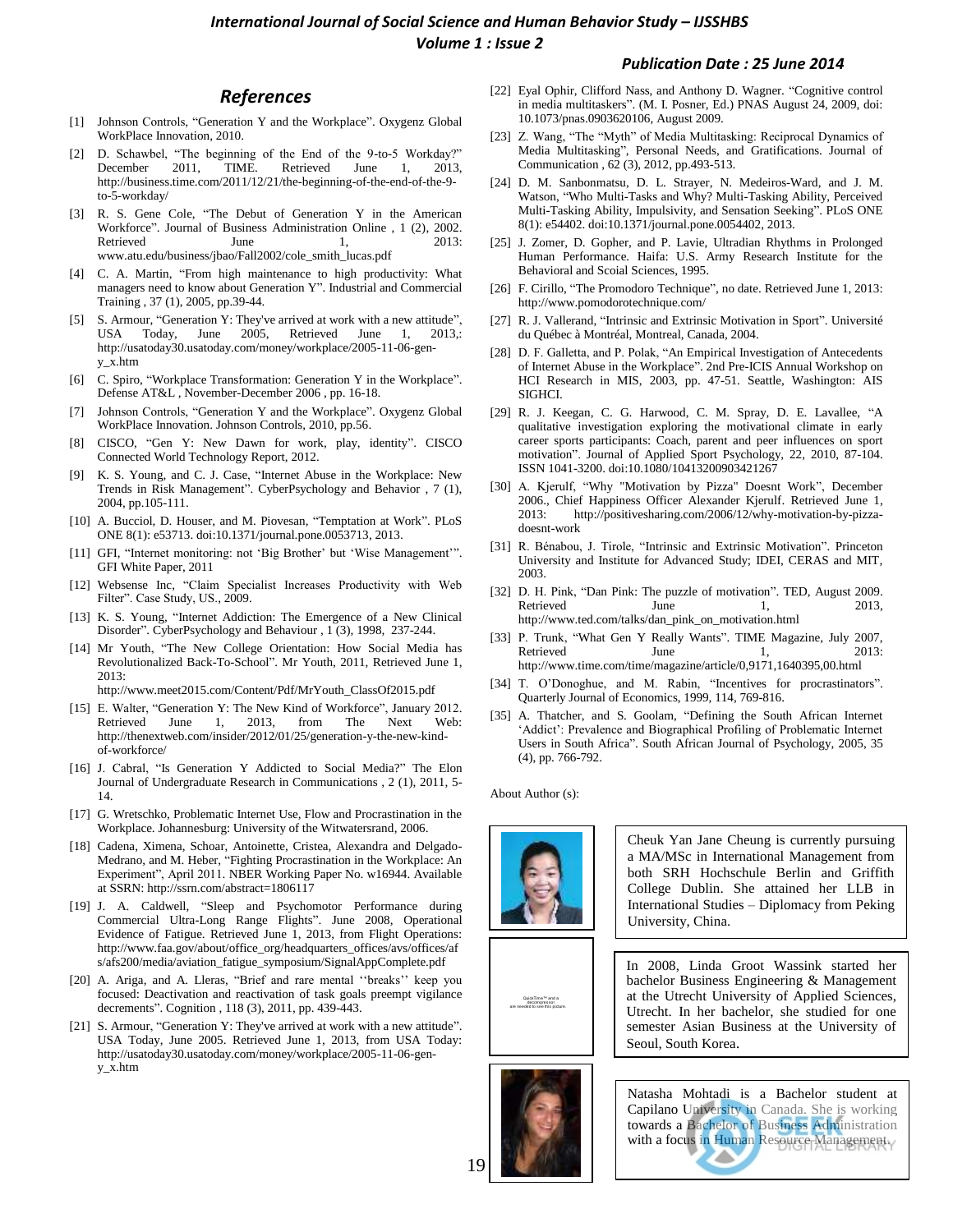## References

[1] Johnson Controls, "Generation Y and the Workplace". Oxygenz Global WorkPlace Innovation, 2010.

[2] D. Schawbel, "The beginning of the End of the 9-to-5 Workday?" December 2011, TIME. Retrieved June 1, 2013, http://business.time.com/2011/12/21/the-beginning-of-the-end-of-the-9-to-5-workday/

[3] R. S. Gene Cole, "The Debut of Generation Y in the American Workforce". Journal of Business Administration Online , 1 (2), 2002. Retrieved June 1, 2013: www.atu.edu/business/jbao/Fall2002/cole_smith_lucas.pdf

[4] C. A. Martin, "From high maintenance to high productivity: What managers need to know about Generation Y". Industrial and Commercial Training , 37 (1), 2005, pp.39-44.

[5] S. Armour, "Generation Y: They've arrived at work with a new attitude", USA Today, June 2005, Retrieved June 1, 2013,: http://usatoday30.usatoday.com/money/workplace/2005-11-06-gen-y_x.htm

[6] C. Spiro, "Workplace Transformation: Generation Y in the Workplace". Defense AT&L , November-December 2006 , pp. 16-18.

[7] Johnson Controls, "Generation Y and the Workplace". Oxygenz Global WorkPlace Innovation. Johnson Controls, 2010, pp.56.

[8] CISCO, "Gen Y: New Dawn for work, play, identity". CISCO Connected World Technology Report, 2012.

[9] K. S. Young, and C. J. Case, "Internet Abuse in the Workplace: New Trends in Risk Management". CyberPsychology and Behavior , 7 (1), 2004, pp.105-111.

[10] A. Bucciol, D. Houser, and M. Piovesan, "Temptation at Work". PLoS ONE 8(1): e53713. doi:10.1371/journal.pone.0053713, 2013.

[11] GFI, "Internet monitoring: not 'Big Brother' but 'Wise Management'". GFI White Paper, 2011

[12] Websense Inc, "Claim Specialist Increases Productivity with Web Filter". Case Study, US., 2009.

[13] K. S. Young, "Internet Addiction: The Emergence of a New Clinical Disorder". CyberPsychology and Behaviour , 1 (3), 1998, 237-244.

[14] Mr Youth, "The New College Orientation: How Social Media has Revolutionalized Back-To-School". Mr Youth, 2011, Retrieved June 1, 2013: http://www.meet2015.com/Content/Pdf/MrYouth_ClassOf2015.pdf

[15] E. Walter, "Generation Y: The New Kind of Workforce", January 2012. Retrieved June 1, 2013, from The Next Web: http://thenextweb.com/insider/2012/01/25/generation-y-the-new-kind-of-workforce/

[16] J. Cabral, "Is Generation Y Addicted to Social Media?" The Elon Journal of Undergraduate Research in Communications , 2 (1), 2011, 5-14.

[17] G. Wretschko, Problematic Internet Use, Flow and Procrastination in the Workplace. Johannesburg: University of the Witwatersrand, 2006.

[18] Cadena, Ximena, Schoar, Antoinette, Cristea, Alexandra and Delgado-Medrano, and M. Heber, "Fighting Procrastination in the Workplace: An Experiment", April 2011. NBER Working Paper No. w16944. Available at SSRN: http://ssrn.com/abstract=1806117

[19] J. A. Caldwell, "Sleep and Psychomotor Performance during Commercial Ultra-Long Range Flights". June 2008, Operational Evidence of Fatigue. Retrieved June 1, 2013, from Flight Operations: http://www.faa.gov/about/office_org/headquarters_offices/avs/offices/afs/afs200/media/aviation_fatigue_symposium/SignalAppComplete.pdf

[20] A. Ariga, and A. Lleras, "Brief and rare mental ''breaks'' keep you focused: Deactivation and reactivation of task goals preempt vigilance decrements". Cognition , 118 (3), 2011, pp. 439-443.

[21] S. Armour, "Generation Y: They've arrived at work with a new attitude". USA Today, June 2005. Retrieved June 1, 2013, from USA Today: http://usatoday30.usatoday.com/money/workplace/2005-11-06-gen-y_x.htm

[22] Eyal Ophir, Clifford Nass, and Anthony D. Wagner. "Cognitive control in media multitaskers". (M. I. Posner, Ed.) PNAS August 24, 2009, doi: 10.1073/pnas.0903620106, August 2009.

[23] Z. Wang, "The "Myth" of Media Multitasking: Reciprocal Dynamics of Media Multitasking", Personal Needs, and Gratifications. Journal of Communication , 62 (3), 2012, pp.493-513.

[24] D. M. Sanbonmatsu, D. L. Strayer, N. Medeiros-Ward, and J. M. Watson, "Who Multi-Tasks and Why? Multi-Tasking Ability, Perceived Multi-Tasking Ability, Impulsivity, and Sensation Seeking". PLoS ONE 8(1): e54402. doi:10.1371/journal.pone.0054402, 2013.

[25] J. Zomer, D. Gopher, and P. Lavie, Ultradian Rhythms in Prolonged Human Performance. Haifa: U.S. Army Research Institute for the Behavioral and Scoial Sciences, 1995.

[26] F. Cirillo, "The Promodoro Technique", no date. Retrieved June 1, 2013: http://www.pomodorotechnique.com/

[27] R. J. Vallerand, "Intrinsic and Extrinsic Motivation in Sport". Université du Québec à Montréal, Montreal, Canada, 2004.

[28] D. F. Galletta, and P. Polak, "An Empirical Investigation of Antecedents of Internet Abuse in the Workplace". 2nd Pre-ICIS Annual Workshop on HCI Research in MIS, 2003, pp. 47-51. Seattle, Washington: AIS SIGHCI.

[29] R. J. Keegan, C. G. Harwood, C. M. Spray, D. E. Lavallee, "A qualitative investigation exploring the motivational climate in early career sports participants: Coach, parent and peer influences on sport motivation". Journal of Applied Sport Psychology, 22, 2010, 87-104. ISSN 1041-3200. doi:10.1080/10413200903421267

[30] A. Kjerulf, "Why "Motivation by Pizza" Doesnt Work", December 2006., Chief Happiness Officer Alexander Kjerulf. Retrieved June 1, 2013: http://positivesharing.com/2006/12/why-motivation-by-pizza-doesnt-work

[31] R. Bénabou, J. Tirole, "Intrinsic and Extrinsic Motivation". Princeton University and Institute for Advanced Study; IDEI, CERAS and MIT, 2003.

[32] D. H. Pink, "Dan Pink: The puzzle of motivation". TED, August 2009. Retrieved June 1, 2013, http://www.ted.com/talks/dan_pink_on_motivation.html

[33] P. Trunk, "What Gen Y Really Wants". TIME Magazine, July 2007, Retrieved June 1, 2013: http://www.time.com/time/magazine/article/0,9171,1640395,00.html

[34] T. O'Donoghue, and M. Rabin, "Incentives for procrastinators". Quarterly Journal of Economics, 1999, 114, 769-816.

[35] A. Thatcher, and S. Goolam, "Defining the South African Internet 'Addict': Prevalence and Biographical Profiling of Problematic Internet Users in South Africa". South African Journal of Psychology, 2005, 35 (4), pp. 766-792.

About Author (s):

Cheuk Yan Jane Cheung is currently pursuing a MA/MSc in International Management from both SRH Hochschule Berlin and Griffith College Dublin. She attained her LLB in International Studies – Diplomacy from Peking University, China.

In 2008, Linda Groot Wassink started her bachelor Business Engineering & Management at the Utrecht University of Applied Sciences, Utrecht. In her bachelor, she studied for one semester Asian Business at the University of Seoul, South Korea.

Natasha Mohtadi is a Bachelor student at Capilano University in Canada. She is working towards a Bachelor of Business Administration with a focus in Human Resource Management.